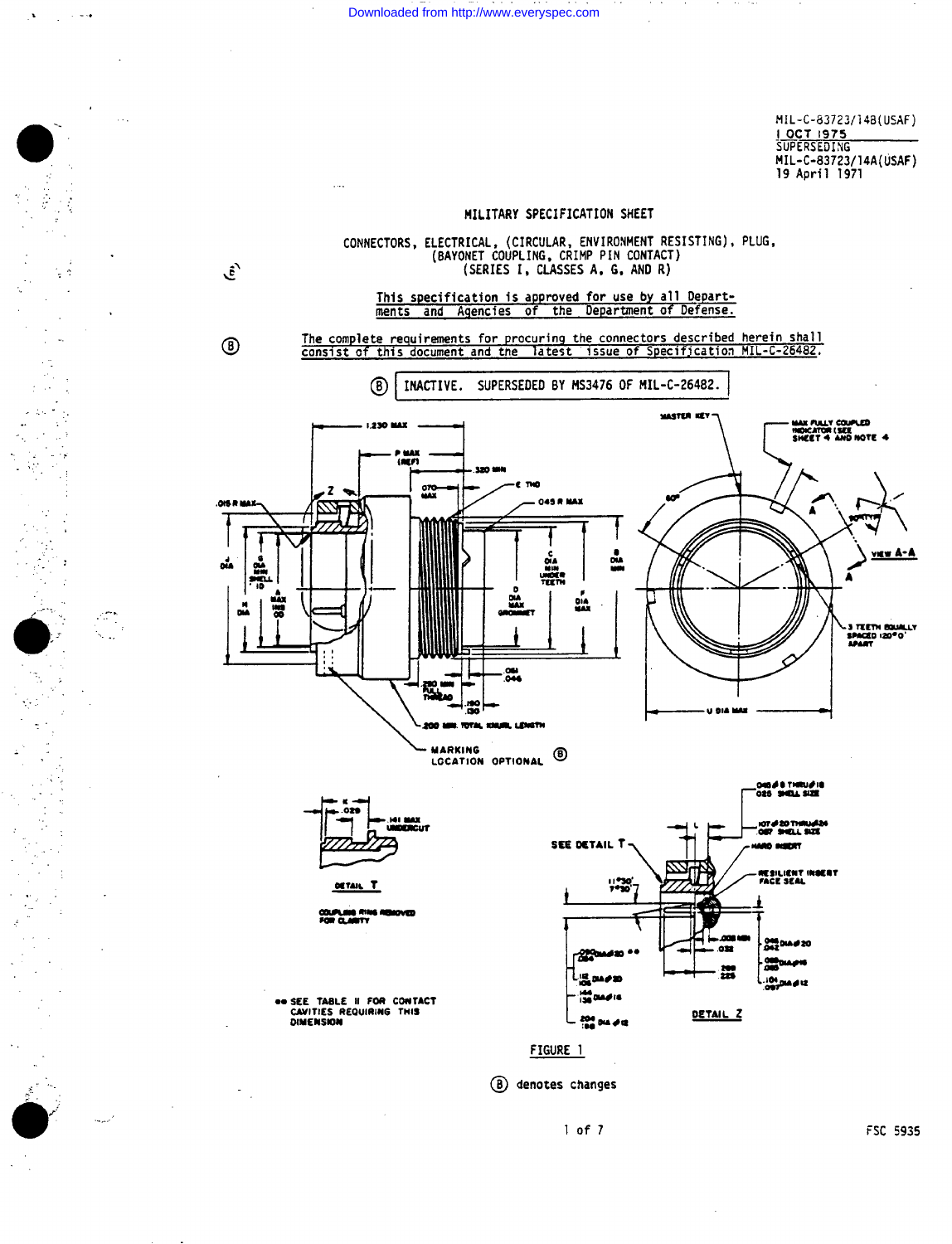MIL-C-83723/14B(USAF)
1 OCT 1975
SUPERSEDING
MIL-C-83723/14A(USAF)
19 April 1971

# MILITARY SPECIFICATION SHEET

## CONNECTORS, ELECTRICAL, (CIRCULAR, ENVIRONMENT RESISTING), PLUG, (BAYONET COUPLING, CRIMP PIN CONTACT) (SERIES I, CLASSES A, G, AND R)

This specification is approved for use by all Departments and Agencies of the Department of Defense.

(B) The complete requirements for procuring the connectors described herein shall consist of this document and the latest issue of Specification MIL-C-26482.

(B) INACTIVE. SUPERSEDED BY MS3476 OF MIL-C-26482.

1.230 MAX
P MAX (REF)
.350 MIN
.070 MAX
E THD
.045 R MAX
.015 R MAX
Z
J DIA
G DIA MIN SHELL ID
A MAX INS OD
H DIA
C DIA MIN UNDER TEETH
D DIA MAX GROMMET
F DIA MAX
B DIA MIN
.250 MIN FULL THREAD
.051 .046
.190 .130
.200 MIN. TOTAL KNURL LENGTH
MARKING LOCATION OPTIONAL (B)

MASTER KEY
MAX FULLY COUPLED INDICATOR (SEE SHEET 4 AND NOTE 4
60°
90°TYP
A
A
VIEW A-A
3 TEETH EQUALLY SPACED 120°0' APART
U DIA MAX

K
.029
.141 MAX UNDERCUT
DETAIL T
COUPLING RING REMOVED FOR CLARITY

.045 Ø 8 THRU Ø 18 / .025 SHELL SIZE
.107 Ø 20 THRU Ø 24 / .087 SHELL SIZE
L
SEE DETAIL T
HARD INSERT
RESILIENT INSERT FACE SEAL
11°30' / 7°30'
.005 MIN
.032
.290 / .225
.046 / .042 DIA Ø 20
.066 / .060 DIA Ø 16
.104 / .097 DIA Ø 12
.090 / .084 DIA Ø 20 **
.112 / .106 DIA Ø 20
.144 / .138 DIA Ø 16
.204 / .198 DIA Ø 12
DETAIL Z

** SEE TABLE II FOR CONTACT CAVITIES REQUIRING THIS DIMENSION

FIGURE 1

(B) denotes changes

FSC 5935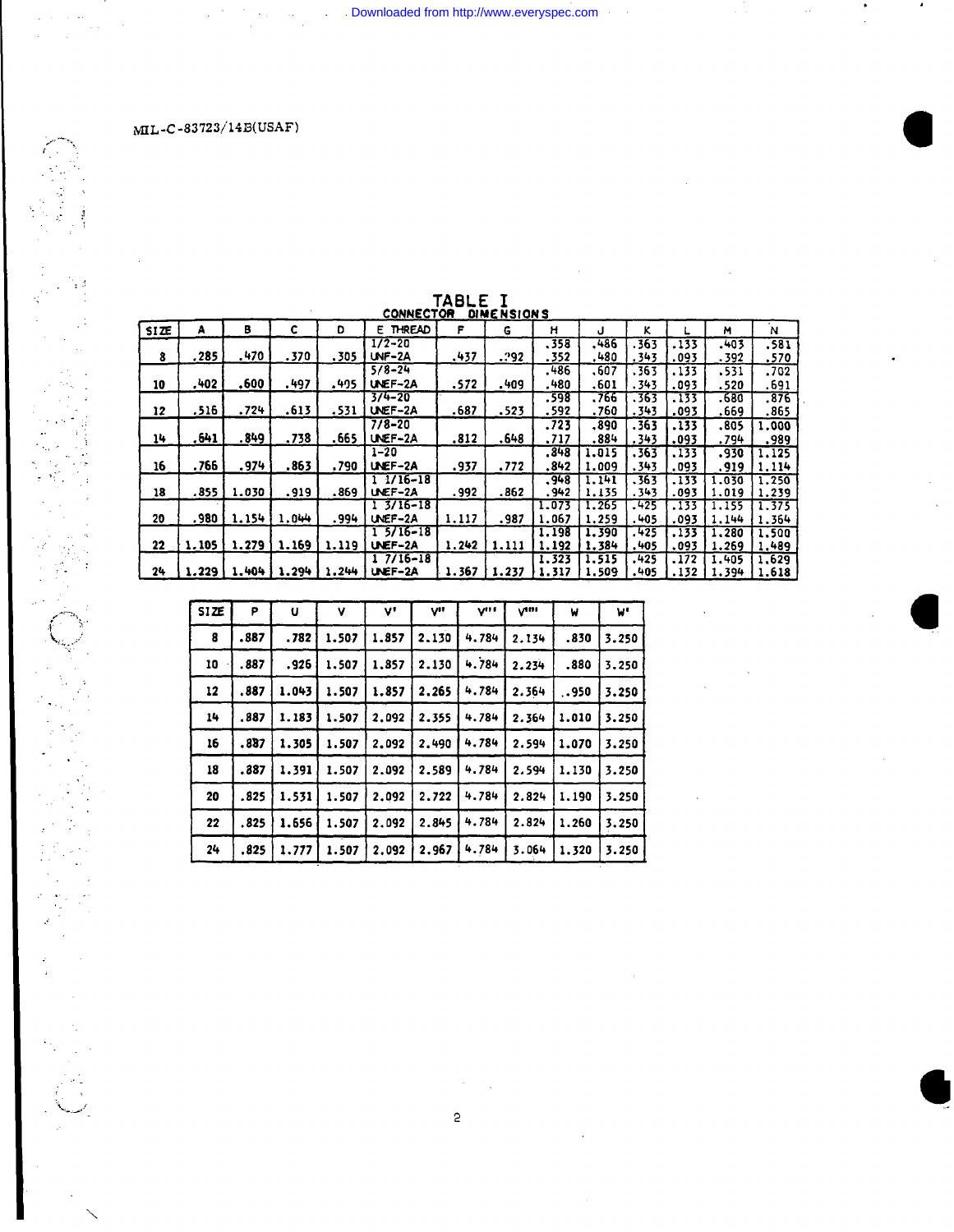MIL-C-83723/14B(USAF)

**TABLE I**
**CONNECTOR DIMENSIONS**

| SIZE | A | B | C | D | E THREAD | F | G | H | J | K | L | M | N |
|---|---|---|---|---|---|---|---|---|---|---|---|---|---|
| 8 | .285 | .470 | .370 | .305 | 1/2-20 UNF-2A | .437 | .292 | .358 .352 | .486 .480 | .363 .343 | .133 .093 | .403 .392 | .581 .570 |
| 10 | .402 | .600 | .497 | .405 | 5/8-24 UNEF-2A | .572 | .409 | .486 .480 | .607 .601 | .363 .343 | .133 .093 | .531 .520 | .702 .691 |
| 12 | .516 | .724 | .613 | .531 | 3/4-20 UNEF-2A | .687 | .523 | .598 .592 | .766 .760 | .363 .343 | .133 .093 | .680 .669 | .876 .865 |
| 14 | .641 | .849 | .738 | .665 | 7/8-20 UNEF-2A | .812 | .648 | .723 .717 | .890 .884 | .363 .343 | .133 .093 | .805 .794 | 1.000 .989 |
| 16 | .766 | .974 | .863 | .790 | 1-20 UNEF-2A | .937 | .772 | .848 .842 | 1.015 1.009 | .363 .343 | .133 .093 | .930 .919 | 1.125 1.114 |
| 18 | .855 | 1.030 | .919 | .869 | 1 1/16-18 UNEF-2A | .992 | .862 | .948 .942 | 1.141 1.135 | .363 .343 | .133 .093 | 1.030 1.019 | 1.250 1.239 |
| 20 | .980 | 1.154 | 1.044 | .994 | 1 3/16-18 UNEF-2A | 1.117 | .987 | 1.073 1.067 | 1.265 1.259 | .425 .405 | .133 .093 | 1.155 1.144 | 1.375 1.364 |
| 22 | 1.105 | 1.279 | 1.169 | 1.119 | 1 5/16-18 UNEF-2A | 1.242 | 1.111 | 1.198 1.192 | 1.390 1.384 | .425 .405 | .133 .093 | 1.280 1.269 | 1.500 1.489 |
| 24 | 1.229 | 1.404 | 1.294 | 1.244 | 1 7/16-18 UNEF-2A | 1.367 | 1.237 | 1.323 1.317 | 1.515 1.509 | .425 .405 | .172 .132 | 1.405 1.394 | 1.629 1.618 |

| SIZE | P | U | V | V' | V'' | V''' | V'''' | W | W' |
|---|---|---|---|---|---|---|---|---|---|
| 8 | .887 | .782 | 1.507 | 1.857 | 2.130 | 4.784 | 2.134 | .830 | 3.250 |
| 10 | .887 | .926 | 1.507 | 1.857 | 2.130 | 4.784 | 2.234 | .880 | 3.250 |
| 12 | .887 | 1.043 | 1.507 | 1.857 | 2.265 | 4.784 | 2.364 | .950 | 3.250 |
| 14 | .887 | 1.183 | 1.507 | 2.092 | 2.355 | 4.784 | 2.364 | 1.010 | 3.250 |
| 16 | .887 | 1.305 | 1.507 | 2.092 | 2.490 | 4.784 | 2.594 | 1.070 | 3.250 |
| 18 | .887 | 1.391 | 1.507 | 2.092 | 2.589 | 4.784 | 2.594 | 1.130 | 3.250 |
| 20 | .825 | 1.531 | 1.507 | 2.092 | 2.722 | 4.784 | 2.824 | 1.190 | 3.250 |
| 22 | .825 | 1.656 | 1.507 | 2.092 | 2.845 | 4.784 | 2.824 | 1.260 | 3.250 |
| 24 | .825 | 1.777 | 1.507 | 2.092 | 2.967 | 4.784 | 3.064 | 1.320 | 3.250 |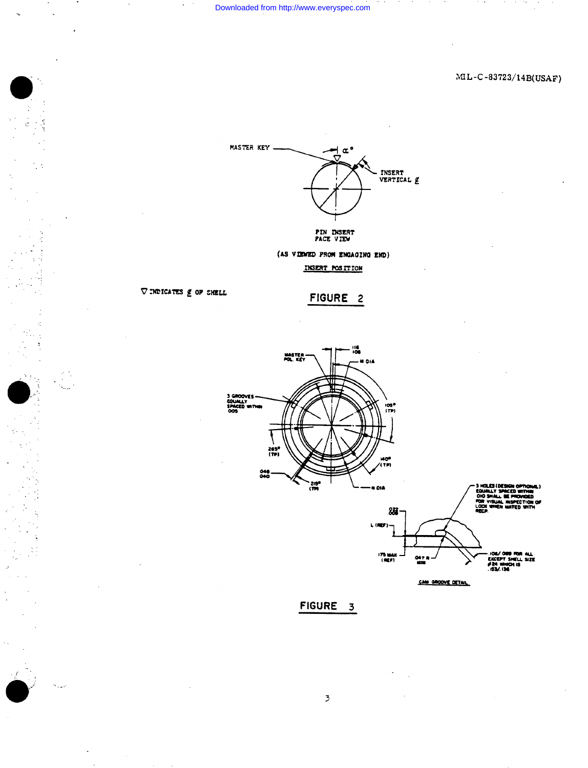MASTER KEY

$\alpha°$

INSERT VERTICAL ℄

PIN INSERT FACE VIEW

(AS VIEWED FROM ENGAGING END)

INSERT POSITION

▽ INDICATES ℄ OF SHELL

FIGURE 2

MASTER POL. KEY

.116 .108

M DIA

3 GROOVES EQUALLY SPACED WITHIN .005

105° (TP)

265° (TP)

140° (TP)

.048 .040

215° (TP)

N DIA

3 HOLES (DESIGN OPTIONAL) EQUALLY SPACED WITHIN .010 SHALL BE PROVIDED FOR VISUAL INSPECTION OF LOCK WHEN MATED WITH RECP.

.022 .008

L (REF)

.175 MAX (REF)

.047 R MIN

.106/.089 FOR ALL EXCEPT SHELL SIZE #24 WHICH IS .153/.136

CAM GROOVE DETAIL

FIGURE 3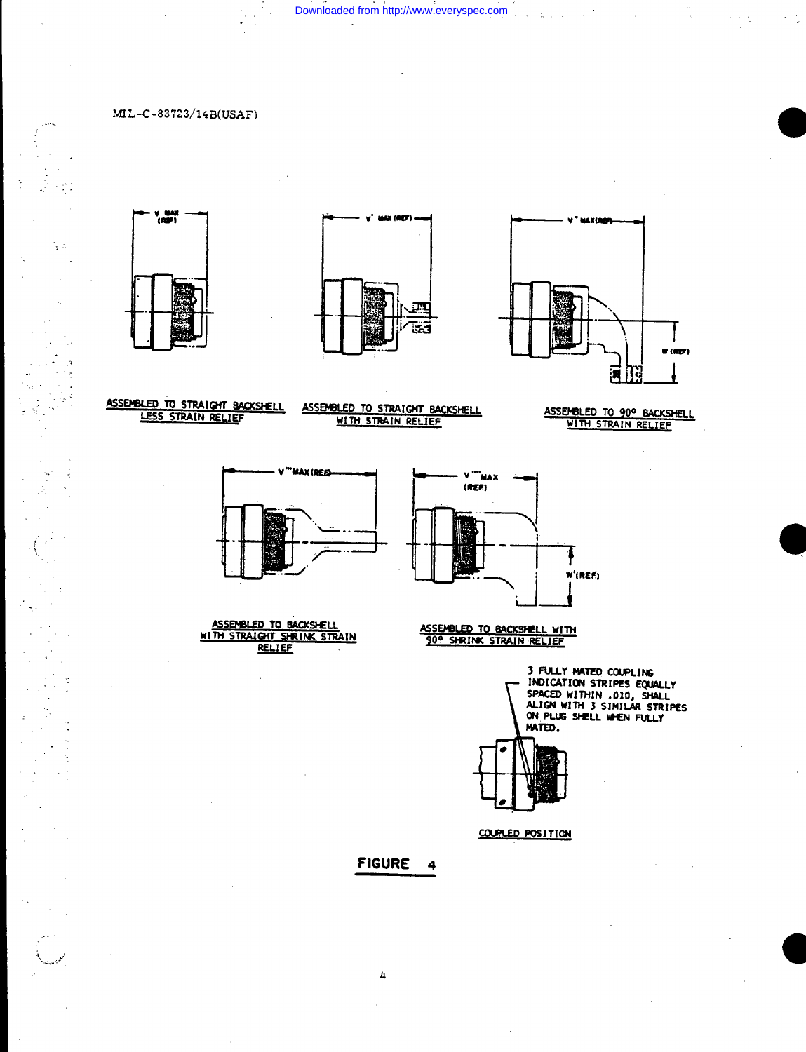V MAX (REF)

ASSEMBLED TO STRAIGHT BACKSHELL LESS STRAIN RELIEF

V' MAX (REF)

ASSEMBLED TO STRAIGHT BACKSHELL WITH STRAIN RELIEF

V" MAX (REF)

W (REF)

ASSEMBLED TO 90° BACKSHELL WITH STRAIN RELIEF

V''' MAX (REF)

ASSEMBLED TO BACKSHELL WITH STRAIGHT SHRINK STRAIN RELIEF

V'''' MAX (REF)

W' (REF)

ASSEMBLED TO BACKSHELL WITH 90° SHRINK STRAIN RELIEF

3 FULLY MATED COUPLING INDICATION STRIPES EQUALLY SPACED WITHIN .010, SHALL ALIGN WITH 3 SIMILAR STRIPES ON PLUG SHELL WHEN FULLY MATED.

COUPLED POSITION

**FIGURE 4**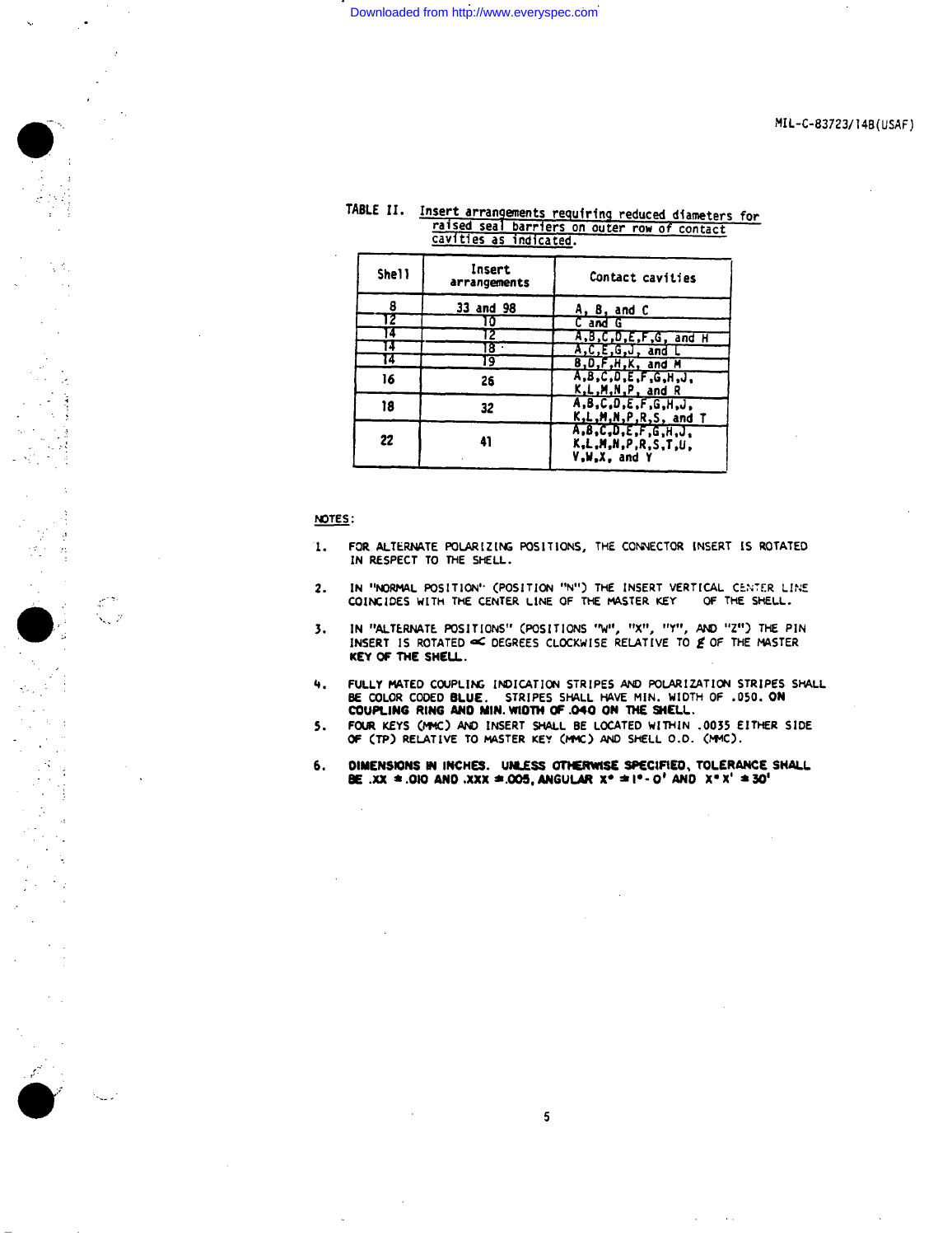TABLE II. Insert arrangements requiring reduced diameters for raised seal barriers on outer row of contact cavities as indicated.

| Shell | Insert arrangements | Contact cavities |
|---|---|---|
| 8 | 33 and 98 | A, B, and C |
| 12 | 10 | C and G |
| 14 | 12 | A,B,C,D,E,F,G, and H |
| 14 | 18 | A,C,E,G,J, and L |
| 14 | 19 | B,D,F,H,K, and M |
| 16 | 26 | A,B,C,D,E,F,G,H,J, K,L,M,N,P, and R |
| 18 | 32 | A,B,C,D,E,F,G,H,J, K,L,M,N,P,R,S, and T |
| 22 | 41 | A,B,C,D,E,F,G,H,J, K,L,M,N,P,R,S,T,U, V,W,X, and Y |

NOTES:

1. FOR ALTERNATE POLARIZING POSITIONS, THE CONNECTOR INSERT IS ROTATED IN RESPECT TO THE SHELL.
2. IN "NORMAL POSITION" (POSITION "N") THE INSERT VERTICAL CENTER LINE COINCIDES WITH THE CENTER LINE OF THE MASTER KEY OF THE SHELL.
3. IN "ALTERNATE POSITIONS" (POSITIONS "W", "X", "Y", AND "Z") THE PIN INSERT IS ROTATED $\alpha$ DEGREES CLOCKWISE RELATIVE TO ℄ OF THE MASTER KEY OF THE SHELL.
4. FULLY MATED COUPLING INDICATION STRIPES AND POLARIZATION STRIPES SHALL BE COLOR CODED BLUE. STRIPES SHALL HAVE MIN. WIDTH OF .050. ON COUPLING RING AND MIN. WIDTH OF .040 ON THE SHELL.
5. FOUR KEYS (MMC) AND INSERT SHALL BE LOCATED WITHIN .0035 EITHER SIDE OF (TP) RELATIVE TO MASTER KEY (MMC) AND SHELL O.D. (MMC).
6. DIMENSIONS IN INCHES. UNLESS OTHERWISE SPECIFIED, TOLERANCE SHALL BE .XX ±.010 AND .XXX ±.005, ANGULAR X° ±1°-0' AND X°X' ±30'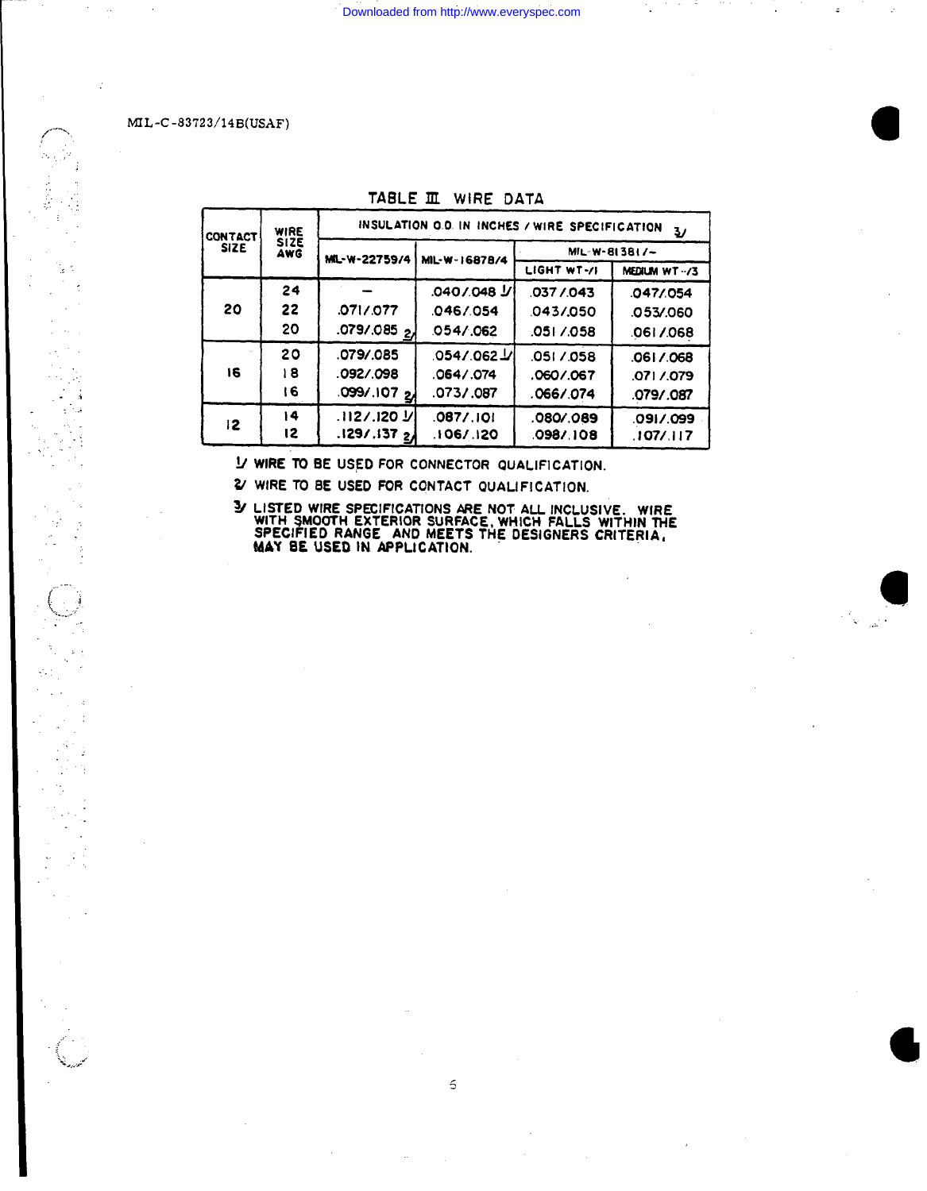## TABLE III WIRE DATA

| CONTACT SIZE | WIRE SIZE AWG | INSULATION O.D. IN INCHES / WIRE SPECIFICATION 3/ | | | |
|---|---|---|---|---|---|
| | | MIL-W-22759/4 | MIL-W-16878/4 | MIL-W-81381/- | |
| | | | | LIGHT WT-/1 | MEDIUM WT-/3 |
| 20 | 24 | — | .040/.048 1/ | .037/.043 | .047/.054 |
| | 22 | .071/.077 | .046/.054 | .043/.050 | .053/.060 |
| | 20 | .079/.085 2/ | .054/.062 | .051/.058 | .061/.068 |
| 16 | 20 | .079/.085 | .054/.062 1/ | .051/.058 | .061/.068 |
| | 18 | .092/.098 | .064/.074 | .060/.067 | .071/.079 |
| | 16 | .099/.107 2/ | .073/.087 | .066/.074 | .079/.087 |
| 12 | 14 | .112/.120 1/ | .087/.101 | .080/.089 | .091/.099 |
| | 12 | .129/.137 2/ | .106/.120 | .098/.108 | .107/.117 |

1/ WIRE TO BE USED FOR CONNECTOR QUALIFICATION.

2/ WIRE TO BE USED FOR CONTACT QUALIFICATION.

3/ LISTED WIRE SPECIFICATIONS ARE NOT ALL INCLUSIVE. WIRE WITH SMOOTH EXTERIOR SURFACE, WHICH FALLS WITHIN THE SPECIFIED RANGE AND MEETS THE DESIGNERS CRITERIA, MAY BE USED IN APPLICATION.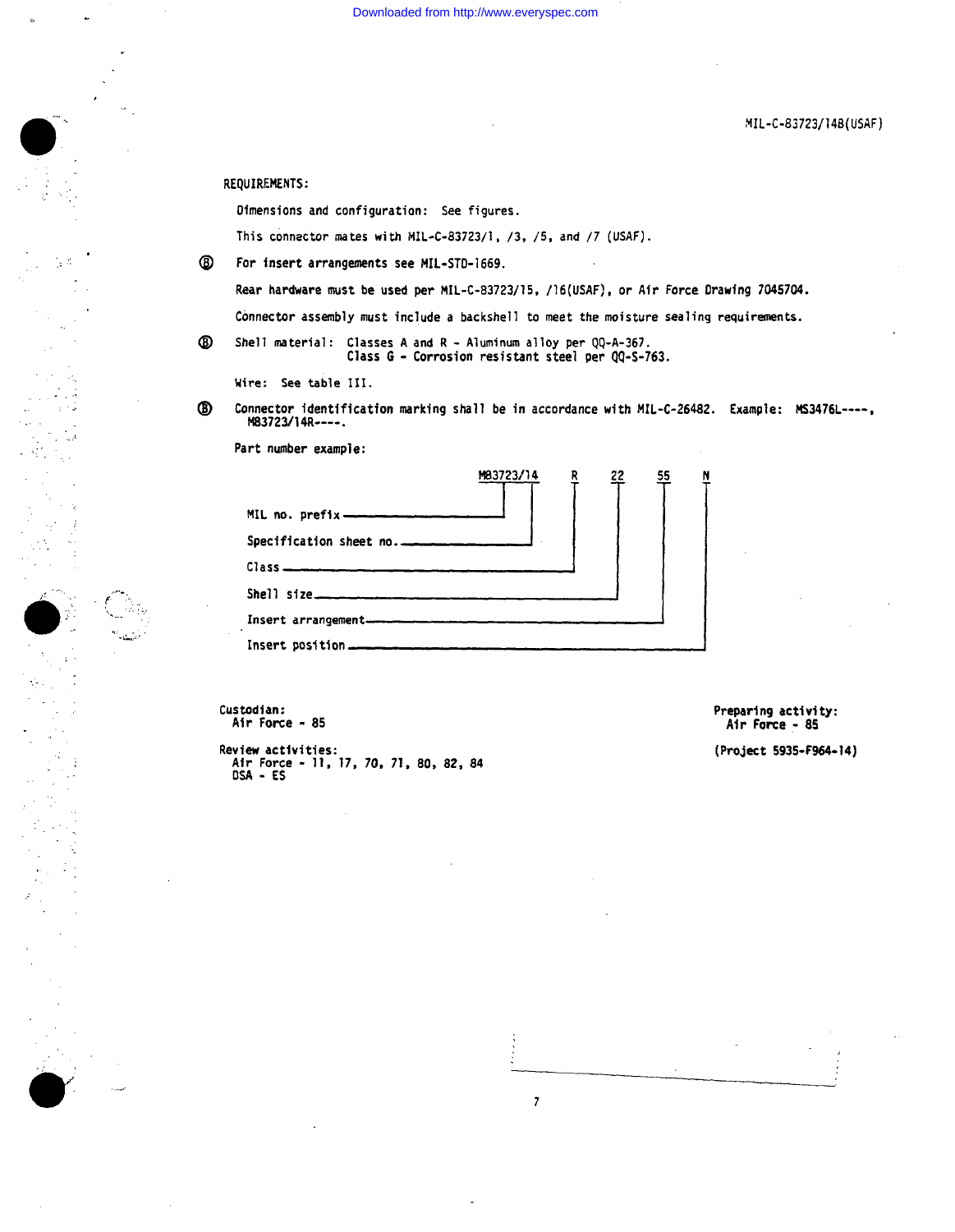REQUIREMENTS:

Dimensions and configuration: See figures.

This connector mates with MIL-C-83723/1, /3, /5, and /7 (USAF).

Ⓑ For insert arrangements see MIL-STD-1669.

Rear hardware must be used per MIL-C-83723/15, /16(USAF), or Air Force Drawing 7045704.

Connector assembly must include a backshell to meet the moisture sealing requirements.

Ⓑ Shell material: Classes A and R - Aluminum alloy per QQ-A-367.
Class G - Corrosion resistant steel per QQ-S-763.

Wire: See table III.

Ⓑ Connector identification marking shall be in accordance with MIL-C-26482. Example: MS3476L----, M83723/14R----.

Part number example:

M83723/14 R 22 55 N

- MIL no. prefix
- Specification sheet no.
- Class
- Shell size
- Insert arrangement
- Insert position

Custodian:
Air Force - 85

Review activities:
Air Force - 11, 17, 70, 71, 80, 82, 84
DSA - ES

Preparing activity:
Air Force - 85

(Project 5935-F964-14)